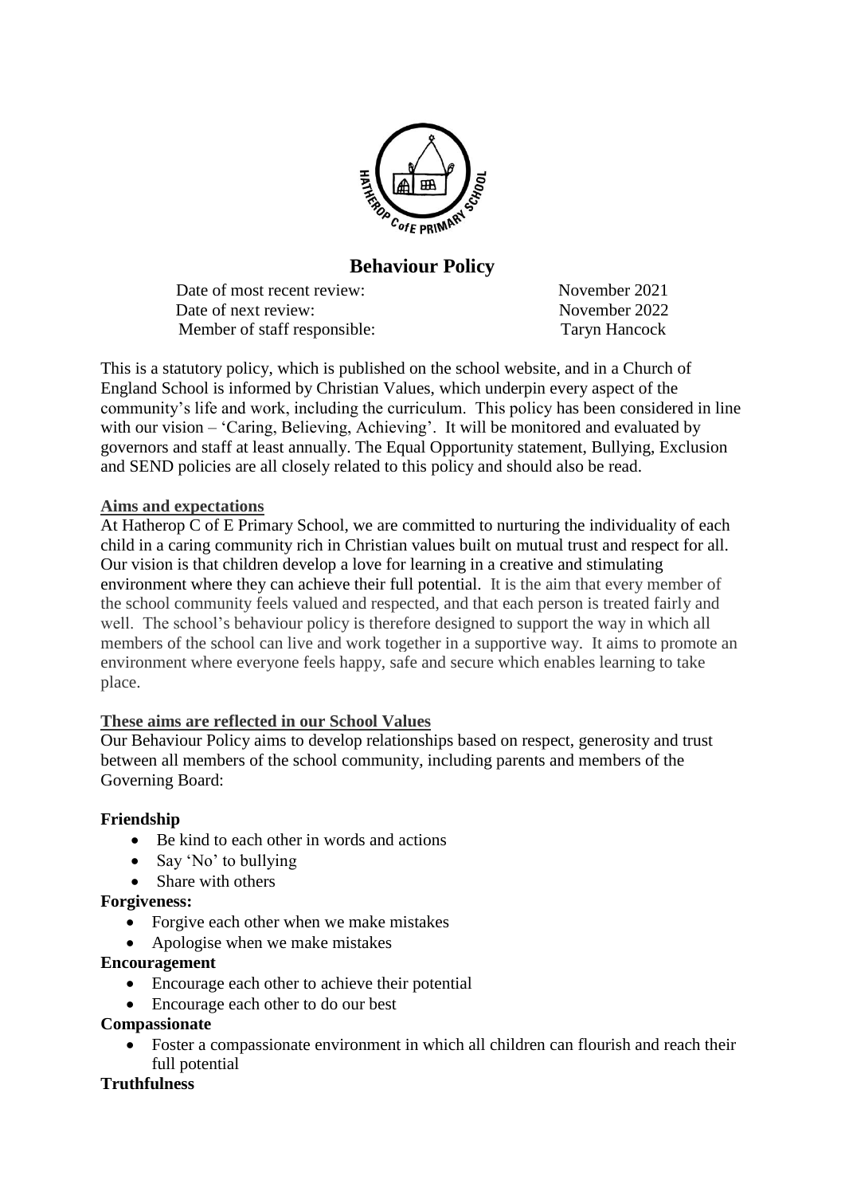# Behaviour Policy

| | |
|---|---|
| Date of most recent review: | November 2021 |
| Date of next review: | November 2022 |
| Member of staff responsible: | Taryn Hancock |

This is a statutory policy, which is published on the school website, and in a Church of England School is informed by Christian Values, which underpin every aspect of the community's life and work, including the curriculum. This policy has been considered in line with our vision – 'Caring, Believing, Achieving'. It will be monitored and evaluated by governors and staff at least annually. The Equal Opportunity statement, Bullying, Exclusion and SEND policies are all closely related to this policy and should also be read.

## Aims and expectations

At Hatherop C of E Primary School, we are committed to nurturing the individuality of each child in a caring community rich in Christian values built on mutual trust and respect for all. Our vision is that children develop a love for learning in a creative and stimulating environment where they can achieve their full potential. It is the aim that every member of the school community feels valued and respected, and that each person is treated fairly and well. The school's behaviour policy is therefore designed to support the way in which all members of the school can live and work together in a supportive way. It aims to promote an environment where everyone feels happy, safe and secure which enables learning to take place.

## These aims are reflected in our School Values

Our Behaviour Policy aims to develop relationships based on respect, generosity and trust between all members of the school community, including parents and members of the Governing Board:

**Friendship**

- Be kind to each other in words and actions
- Say 'No' to bullying
- Share with others

**Forgiveness:**

- Forgive each other when we make mistakes
- Apologise when we make mistakes

**Encouragement**

- Encourage each other to achieve their potential
- Encourage each other to do our best

**Compassionate**

- Foster a compassionate environment in which all children can flourish and reach their full potential

**Truthfulness**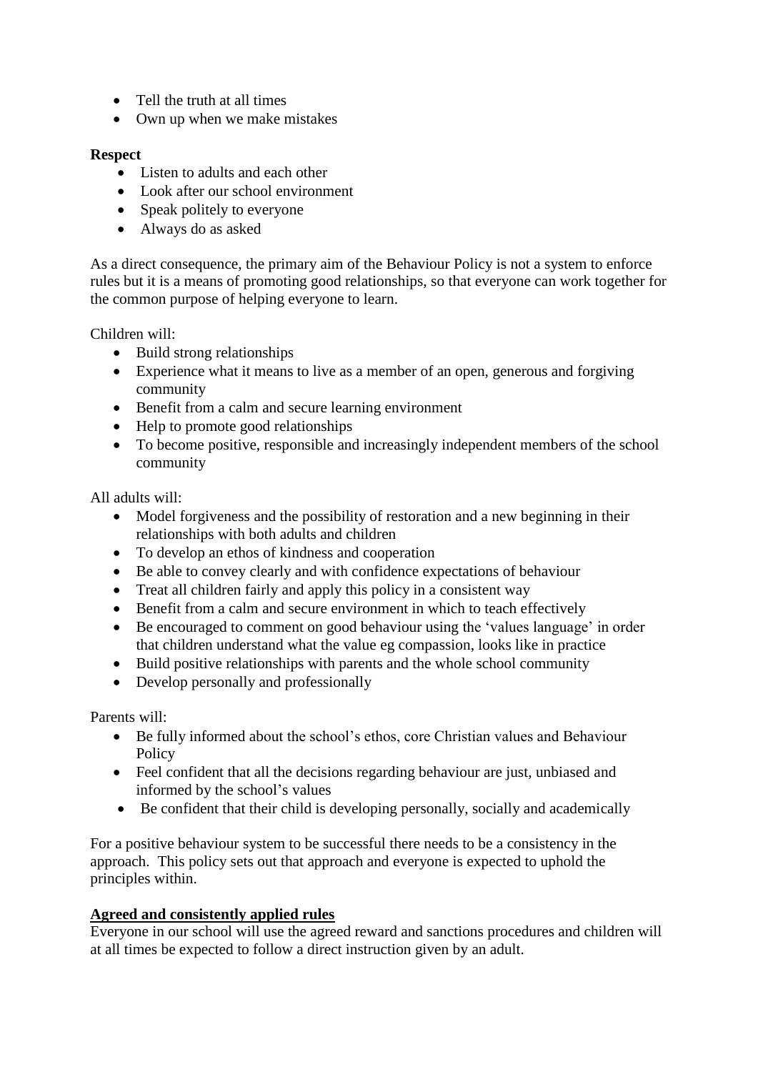- Tell the truth at all times
- Own up when we make mistakes

**Respect**

- Listen to adults and each other
- Look after our school environment
- Speak politely to everyone
- Always do as asked

As a direct consequence, the primary aim of the Behaviour Policy is not a system to enforce rules but it is a means of promoting good relationships, so that everyone can work together for the common purpose of helping everyone to learn.

Children will:

- Build strong relationships
- Experience what it means to live as a member of an open, generous and forgiving community
- Benefit from a calm and secure learning environment
- Help to promote good relationships
- To become positive, responsible and increasingly independent members of the school community

All adults will:

- Model forgiveness and the possibility of restoration and a new beginning in their relationships with both adults and children
- To develop an ethos of kindness and cooperation
- Be able to convey clearly and with confidence expectations of behaviour
- Treat all children fairly and apply this policy in a consistent way
- Benefit from a calm and secure environment in which to teach effectively
- Be encouraged to comment on good behaviour using the 'values language' in order that children understand what the value eg compassion, looks like in practice
- Build positive relationships with parents and the whole school community
- Develop personally and professionally

Parents will:

- Be fully informed about the school's ethos, core Christian values and Behaviour Policy
- Feel confident that all the decisions regarding behaviour are just, unbiased and informed by the school's values
- Be confident that their child is developing personally, socially and academically

For a positive behaviour system to be successful there needs to be a consistency in the approach. This policy sets out that approach and everyone is expected to uphold the principles within.

**Agreed and consistently applied rules**

Everyone in our school will use the agreed reward and sanctions procedures and children will at all times be expected to follow a direct instruction given by an adult.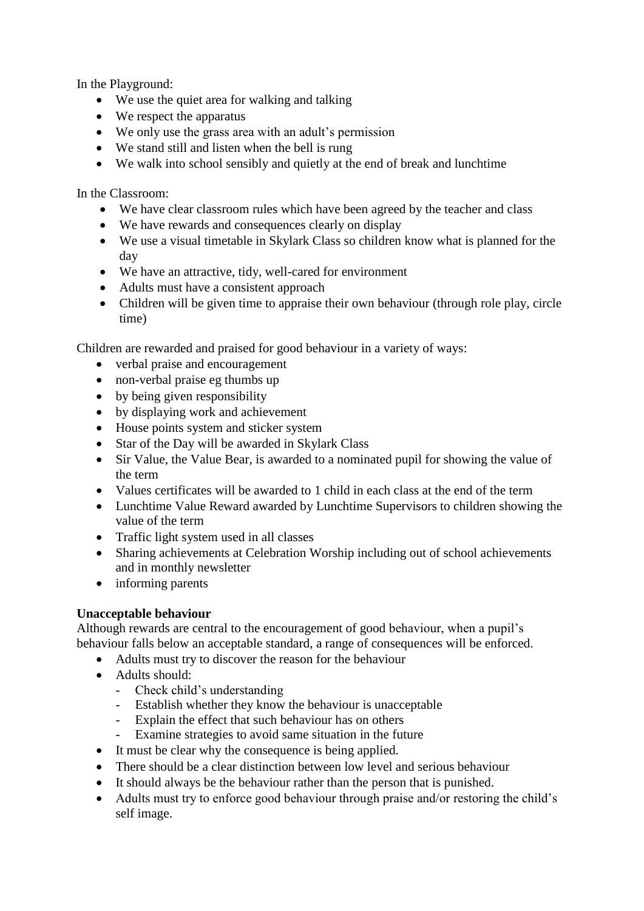In the Playground:

- We use the quiet area for walking and talking
- We respect the apparatus
- We only use the grass area with an adult's permission
- We stand still and listen when the bell is rung
- We walk into school sensibly and quietly at the end of break and lunchtime

In the Classroom:

- We have clear classroom rules which have been agreed by the teacher and class
- We have rewards and consequences clearly on display
- We use a visual timetable in Skylark Class so children know what is planned for the day
- We have an attractive, tidy, well-cared for environment
- Adults must have a consistent approach
- Children will be given time to appraise their own behaviour (through role play, circle time)

Children are rewarded and praised for good behaviour in a variety of ways:

- verbal praise and encouragement
- non-verbal praise eg thumbs up
- by being given responsibility
- by displaying work and achievement
- House points system and sticker system
- Star of the Day will be awarded in Skylark Class
- Sir Value, the Value Bear, is awarded to a nominated pupil for showing the value of the term
- Values certificates will be awarded to 1 child in each class at the end of the term
- Lunchtime Value Reward awarded by Lunchtime Supervisors to children showing the value of the term
- Traffic light system used in all classes
- Sharing achievements at Celebration Worship including out of school achievements and in monthly newsletter
- informing parents

**Unacceptable behaviour**

Although rewards are central to the encouragement of good behaviour, when a pupil's behaviour falls below an acceptable standard, a range of consequences will be enforced.

- Adults must try to discover the reason for the behaviour
- Adults should:
  - Check child's understanding
  - Establish whether they know the behaviour is unacceptable
  - Explain the effect that such behaviour has on others
  - Examine strategies to avoid same situation in the future
- It must be clear why the consequence is being applied.
- There should be a clear distinction between low level and serious behaviour
- It should always be the behaviour rather than the person that is punished.
- Adults must try to enforce good behaviour through praise and/or restoring the child's self image.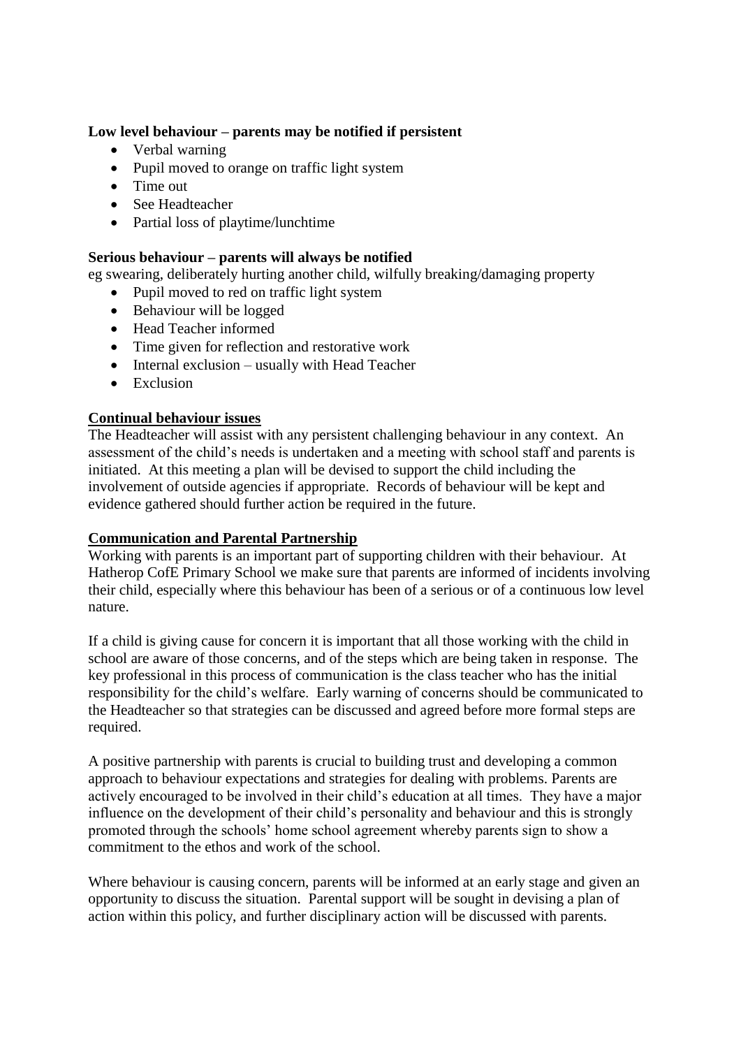**Low level behaviour – parents may be notified if persistent**

- Verbal warning
- Pupil moved to orange on traffic light system
- Time out
- See Headteacher
- Partial loss of playtime/lunchtime

**Serious behaviour – parents will always be notified**

eg swearing, deliberately hurting another child, wilfully breaking/damaging property

- Pupil moved to red on traffic light system
- Behaviour will be logged
- Head Teacher informed
- Time given for reflection and restorative work
- Internal exclusion – usually with Head Teacher
- Exclusion

**Continual behaviour issues**

The Headteacher will assist with any persistent challenging behaviour in any context. An assessment of the child's needs is undertaken and a meeting with school staff and parents is initiated. At this meeting a plan will be devised to support the child including the involvement of outside agencies if appropriate. Records of behaviour will be kept and evidence gathered should further action be required in the future.

**Communication and Parental Partnership**

Working with parents is an important part of supporting children with their behaviour. At Hatherop CofE Primary School we make sure that parents are informed of incidents involving their child, especially where this behaviour has been of a serious or of a continuous low level nature.

If a child is giving cause for concern it is important that all those working with the child in school are aware of those concerns, and of the steps which are being taken in response. The key professional in this process of communication is the class teacher who has the initial responsibility for the child's welfare. Early warning of concerns should be communicated to the Headteacher so that strategies can be discussed and agreed before more formal steps are required.

A positive partnership with parents is crucial to building trust and developing a common approach to behaviour expectations and strategies for dealing with problems. Parents are actively encouraged to be involved in their child's education at all times. They have a major influence on the development of their child's personality and behaviour and this is strongly promoted through the schools' home school agreement whereby parents sign to show a commitment to the ethos and work of the school.

Where behaviour is causing concern, parents will be informed at an early stage and given an opportunity to discuss the situation. Parental support will be sought in devising a plan of action within this policy, and further disciplinary action will be discussed with parents.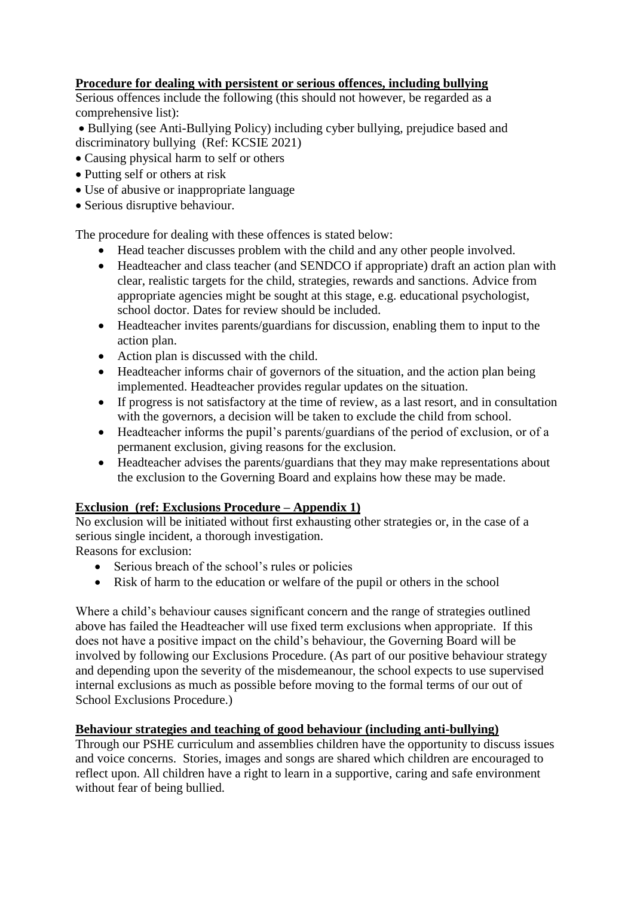**Procedure for dealing with persistent or serious offences, including bullying**

Serious offences include the following (this should not however, be regarded as a comprehensive list):

- Bullying (see Anti-Bullying Policy) including cyber bullying, prejudice based and discriminatory bullying (Ref: KCSIE 2021)
- Causing physical harm to self or others
- Putting self or others at risk
- Use of abusive or inappropriate language
- Serious disruptive behaviour.

The procedure for dealing with these offences is stated below:

- Head teacher discusses problem with the child and any other people involved.
- Headteacher and class teacher (and SENDCO if appropriate) draft an action plan with clear, realistic targets for the child, strategies, rewards and sanctions. Advice from appropriate agencies might be sought at this stage, e.g. educational psychologist, school doctor. Dates for review should be included.
- Headteacher invites parents/guardians for discussion, enabling them to input to the action plan.
- Action plan is discussed with the child.
- Headteacher informs chair of governors of the situation, and the action plan being implemented. Headteacher provides regular updates on the situation.
- If progress is not satisfactory at the time of review, as a last resort, and in consultation with the governors, a decision will be taken to exclude the child from school.
- Headteacher informs the pupil's parents/guardians of the period of exclusion, or of a permanent exclusion, giving reasons for the exclusion.
- Headteacher advises the parents/guardians that they may make representations about the exclusion to the Governing Board and explains how these may be made.

**Exclusion (ref: Exclusions Procedure – Appendix 1)**

No exclusion will be initiated without first exhausting other strategies or, in the case of a serious single incident, a thorough investigation.

Reasons for exclusion:

- Serious breach of the school's rules or policies
- Risk of harm to the education or welfare of the pupil or others in the school

Where a child's behaviour causes significant concern and the range of strategies outlined above has failed the Headteacher will use fixed term exclusions when appropriate. If this does not have a positive impact on the child's behaviour, the Governing Board will be involved by following our Exclusions Procedure. (As part of our positive behaviour strategy and depending upon the severity of the misdemeanour, the school expects to use supervised internal exclusions as much as possible before moving to the formal terms of our out of School Exclusions Procedure.)

**Behaviour strategies and teaching of good behaviour (including anti-bullying)**

Through our PSHE curriculum and assemblies children have the opportunity to discuss issues and voice concerns. Stories, images and songs are shared which children are encouraged to reflect upon. All children have a right to learn in a supportive, caring and safe environment without fear of being bullied.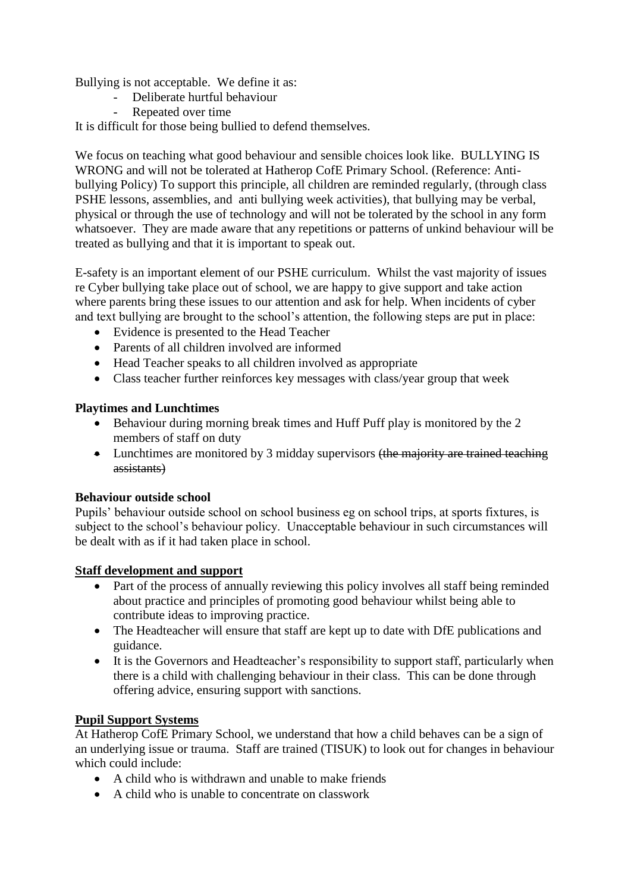Bullying is not acceptable. We define it as:

- Deliberate hurtful behaviour
- Repeated over time

It is difficult for those being bullied to defend themselves.

We focus on teaching what good behaviour and sensible choices look like. BULLYING IS WRONG and will not be tolerated at Hatherop CofE Primary School. (Reference: Anti-bullying Policy) To support this principle, all children are reminded regularly, (through class PSHE lessons, assemblies, and anti bullying week activities), that bullying may be verbal, physical or through the use of technology and will not be tolerated by the school in any form whatsoever. They are made aware that any repetitions or patterns of unkind behaviour will be treated as bullying and that it is important to speak out.

E-safety is an important element of our PSHE curriculum. Whilst the vast majority of issues re Cyber bullying take place out of school, we are happy to give support and take action where parents bring these issues to our attention and ask for help. When incidents of cyber and text bullying are brought to the school's attention, the following steps are put in place:

- Evidence is presented to the Head Teacher
- Parents of all children involved are informed
- Head Teacher speaks to all children involved as appropriate
- Class teacher further reinforces key messages with class/year group that week

**Playtimes and Lunchtimes**

- Behaviour during morning break times and Huff Puff play is monitored by the 2 members of staff on duty
- Lunchtimes are monitored by 3 midday supervisors ~~(the majority are trained teaching assistants)~~

**Behaviour outside school**

Pupils' behaviour outside school on school business eg on school trips, at sports fixtures, is subject to the school's behaviour policy. Unacceptable behaviour in such circumstances will be dealt with as if it had taken place in school.

**Staff development and support**

- Part of the process of annually reviewing this policy involves all staff being reminded about practice and principles of promoting good behaviour whilst being able to contribute ideas to improving practice.
- The Headteacher will ensure that staff are kept up to date with DfE publications and guidance.
- It is the Governors and Headteacher's responsibility to support staff, particularly when there is a child with challenging behaviour in their class. This can be done through offering advice, ensuring support with sanctions.

**Pupil Support Systems**

At Hatherop CofE Primary School, we understand that how a child behaves can be a sign of an underlying issue or trauma. Staff are trained (TISUK) to look out for changes in behaviour which could include:

- A child who is withdrawn and unable to make friends
- A child who is unable to concentrate on classwork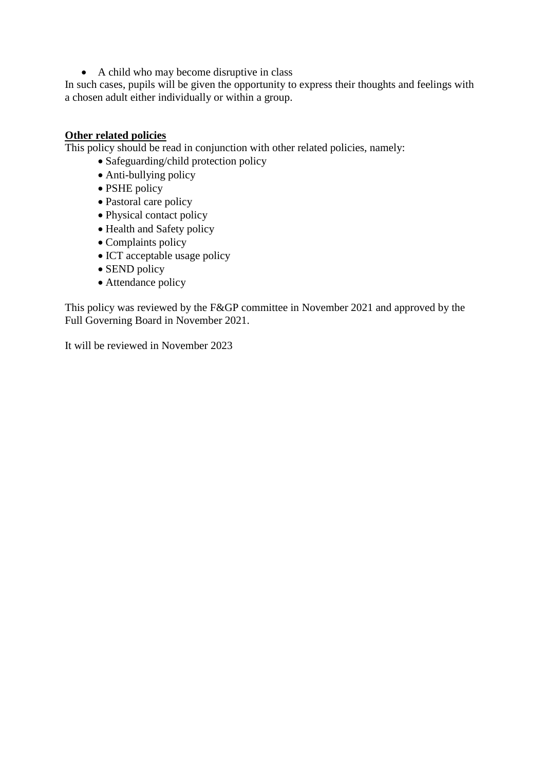- A child who may become disruptive in class

In such cases, pupils will be given the opportunity to express their thoughts and feelings with a chosen adult either individually or within a group.

**Other related policies**

This policy should be read in conjunction with other related policies, namely:

- Safeguarding/child protection policy
- Anti-bullying policy
- PSHE policy
- Pastoral care policy
- Physical contact policy
- Health and Safety policy
- Complaints policy
- ICT acceptable usage policy
- SEND policy
- Attendance policy

This policy was reviewed by the F&GP committee in November 2021 and approved by the Full Governing Board in November 2021.

It will be reviewed in November 2023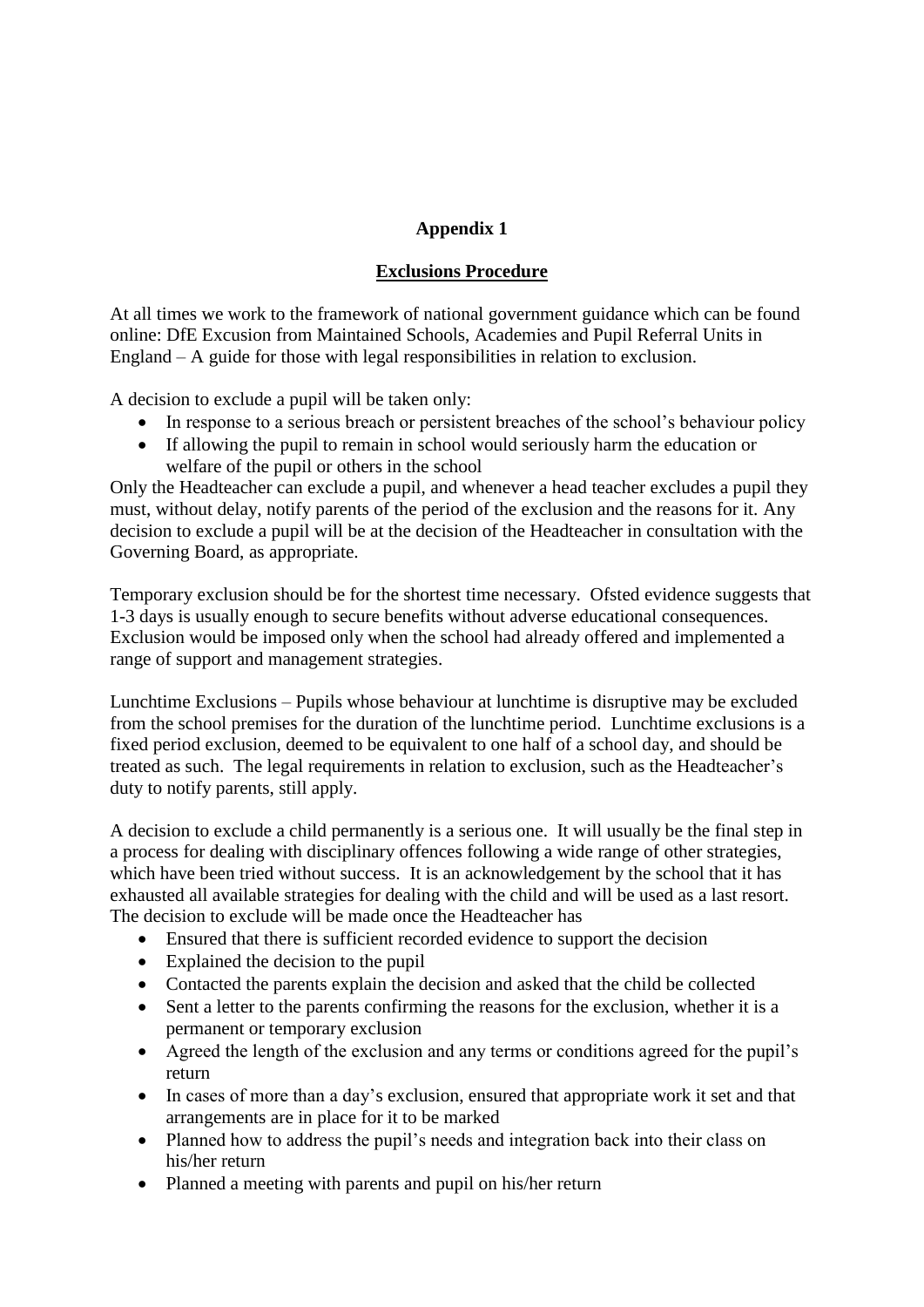**Appendix 1**

**Exclusions Procedure**

At all times we work to the framework of national government guidance which can be found online: DfE Excusion from Maintained Schools, Academies and Pupil Referral Units in England – A guide for those with legal responsibilities in relation to exclusion.

A decision to exclude a pupil will be taken only:

- In response to a serious breach or persistent breaches of the school's behaviour policy
- If allowing the pupil to remain in school would seriously harm the education or welfare of the pupil or others in the school

Only the Headteacher can exclude a pupil, and whenever a head teacher excludes a pupil they must, without delay, notify parents of the period of the exclusion and the reasons for it. Any decision to exclude a pupil will be at the decision of the Headteacher in consultation with the Governing Board, as appropriate.

Temporary exclusion should be for the shortest time necessary. Ofsted evidence suggests that 1-3 days is usually enough to secure benefits without adverse educational consequences. Exclusion would be imposed only when the school had already offered and implemented a range of support and management strategies.

Lunchtime Exclusions – Pupils whose behaviour at lunchtime is disruptive may be excluded from the school premises for the duration of the lunchtime period. Lunchtime exclusions is a fixed period exclusion, deemed to be equivalent to one half of a school day, and should be treated as such. The legal requirements in relation to exclusion, such as the Headteacher's duty to notify parents, still apply.

A decision to exclude a child permanently is a serious one. It will usually be the final step in a process for dealing with disciplinary offences following a wide range of other strategies, which have been tried without success. It is an acknowledgement by the school that it has exhausted all available strategies for dealing with the child and will be used as a last resort. The decision to exclude will be made once the Headteacher has

- Ensured that there is sufficient recorded evidence to support the decision
- Explained the decision to the pupil
- Contacted the parents explain the decision and asked that the child be collected
- Sent a letter to the parents confirming the reasons for the exclusion, whether it is a permanent or temporary exclusion
- Agreed the length of the exclusion and any terms or conditions agreed for the pupil's return
- In cases of more than a day's exclusion, ensured that appropriate work it set and that arrangements are in place for it to be marked
- Planned how to address the pupil's needs and integration back into their class on his/her return
- Planned a meeting with parents and pupil on his/her return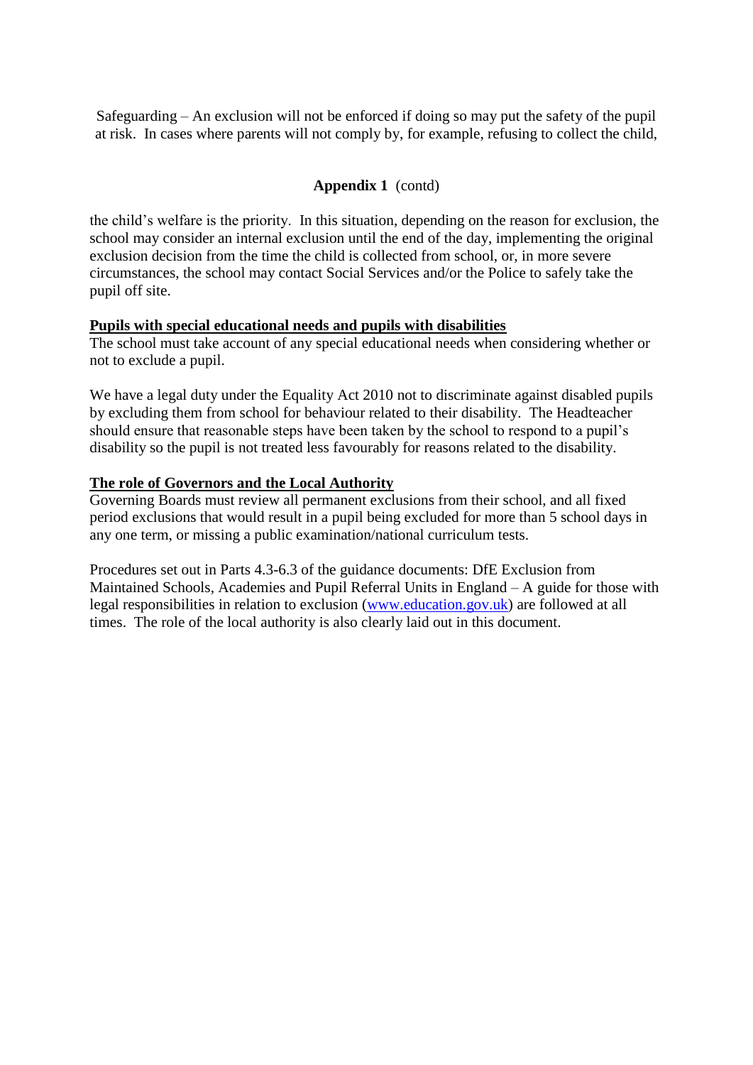Safeguarding – An exclusion will not be enforced if doing so may put the safety of the pupil at risk. In cases where parents will not comply by, for example, refusing to collect the child,

**Appendix 1** (contd)

the child's welfare is the priority. In this situation, depending on the reason for exclusion, the school may consider an internal exclusion until the end of the day, implementing the original exclusion decision from the time the child is collected from school, or, in more severe circumstances, the school may contact Social Services and/or the Police to safely take the pupil off site.

**Pupils with special educational needs and pupils with disabilities**

The school must take account of any special educational needs when considering whether or not to exclude a pupil.

We have a legal duty under the Equality Act 2010 not to discriminate against disabled pupils by excluding them from school for behaviour related to their disability. The Headteacher should ensure that reasonable steps have been taken by the school to respond to a pupil's disability so the pupil is not treated less favourably for reasons related to the disability.

**The role of Governors and the Local Authority**

Governing Boards must review all permanent exclusions from their school, and all fixed period exclusions that would result in a pupil being excluded for more than 5 school days in any one term, or missing a public examination/national curriculum tests.

Procedures set out in Parts 4.3-6.3 of the guidance documents: DfE Exclusion from Maintained Schools, Academies and Pupil Referral Units in England – A guide for those with legal responsibilities in relation to exclusion (www.education.gov.uk) are followed at all times. The role of the local authority is also clearly laid out in this document.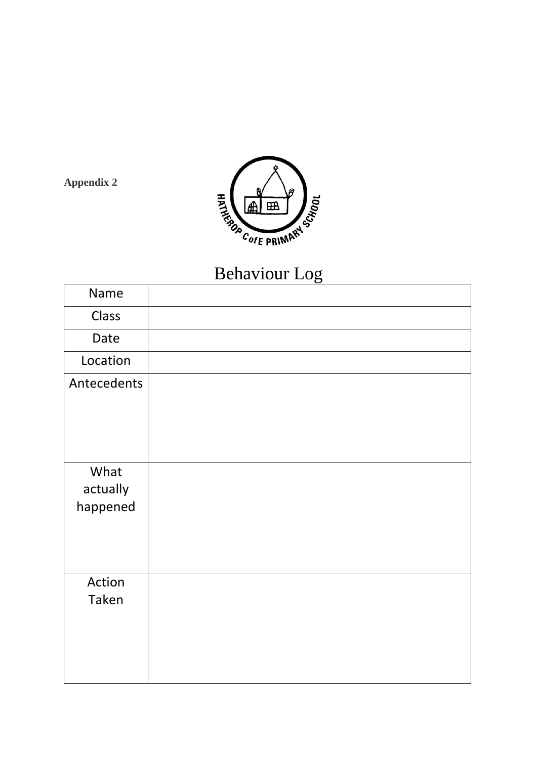**Appendix 2**

HATHEROP C of E PRIMARY SCHOOL

# Behaviour Log

| Name | |
|---|---|
| Class | |
| Date | |
| Location | |
| Antecedents | |
| What actually happened | |
| Action Taken | |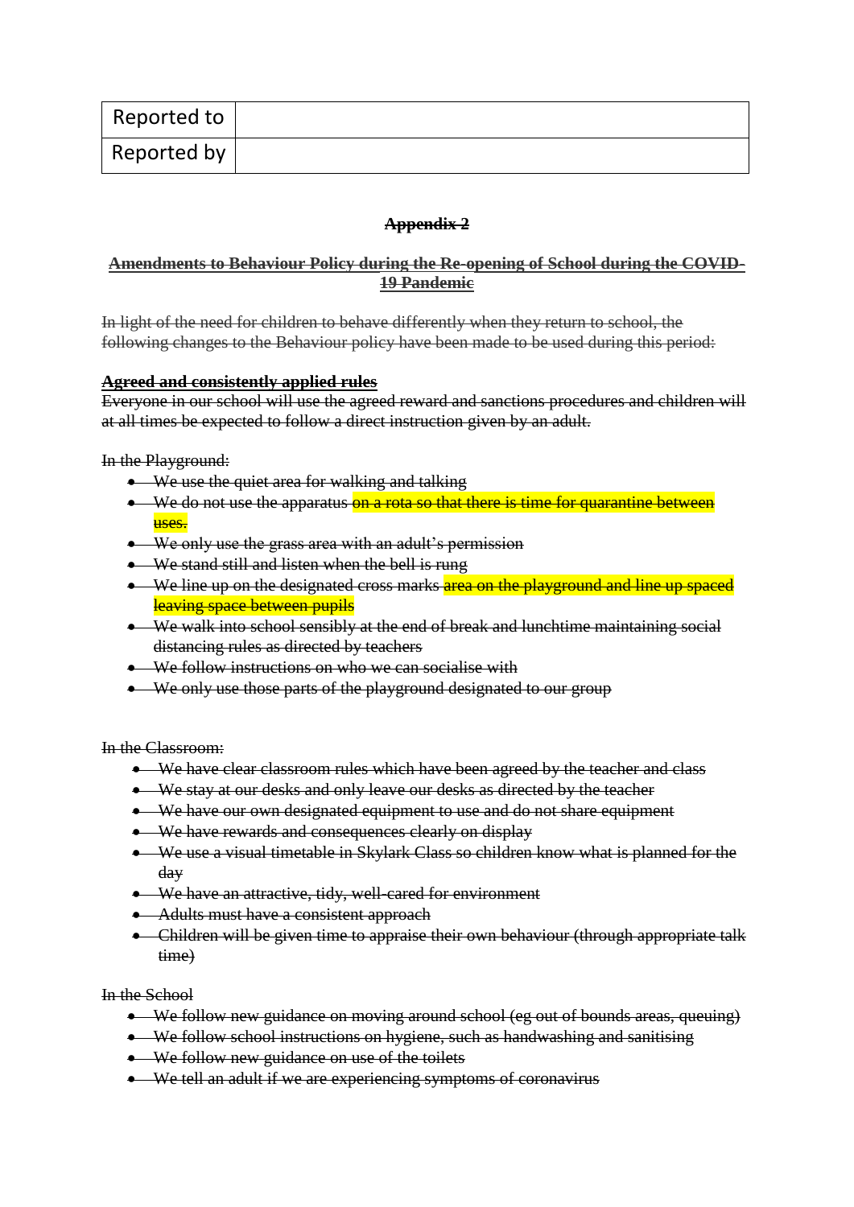| Reported to | |
| --- | --- |
| Reported by | |

## ~~Appendix 2~~

### ~~Amendments to Behaviour Policy during the Re-opening of School during the COVID-19 Pandemic~~

~~In light of the need for children to behave differently when they return to school, the following changes to the Behaviour policy have been made to be used during this period:~~

**~~Agreed and consistently applied rules~~**

~~Everyone in our school will use the agreed reward and sanctions procedures and children will at all times be expected to follow a direct instruction given by an adult.~~

~~In the Playground:~~

- ~~We use the quiet area for walking and talking~~
- ~~We do not use the apparatus on a rota so that there is time for quarantine between uses.~~
- ~~We only use the grass area with an adult's permission~~
- ~~We stand still and listen when the bell is rung~~
- ~~We line up on the designated cross marks area on the playground and line up spaced leaving space between pupils~~
- ~~We walk into school sensibly at the end of break and lunchtime maintaining social distancing rules as directed by teachers~~
- ~~We follow instructions on who we can socialise with~~
- ~~We only use those parts of the playground designated to our group~~

~~In the Classroom:~~

- ~~We have clear classroom rules which have been agreed by the teacher and class~~
- ~~We stay at our desks and only leave our desks as directed by the teacher~~
- ~~We have our own designated equipment to use and do not share equipment~~
- ~~We have rewards and consequences clearly on display~~
- ~~We use a visual timetable in Skylark Class so children know what is planned for the day~~
- ~~We have an attractive, tidy, well-cared for environment~~
- ~~Adults must have a consistent approach~~
- ~~Children will be given time to appraise their own behaviour (through appropriate talk time)~~

~~In the School~~

- ~~We follow new guidance on moving around school (eg out of bounds areas, queuing)~~
- ~~We follow school instructions on hygiene, such as handwashing and sanitising~~
- ~~We follow new guidance on use of the toilets~~
- ~~We tell an adult if we are experiencing symptoms of coronavirus~~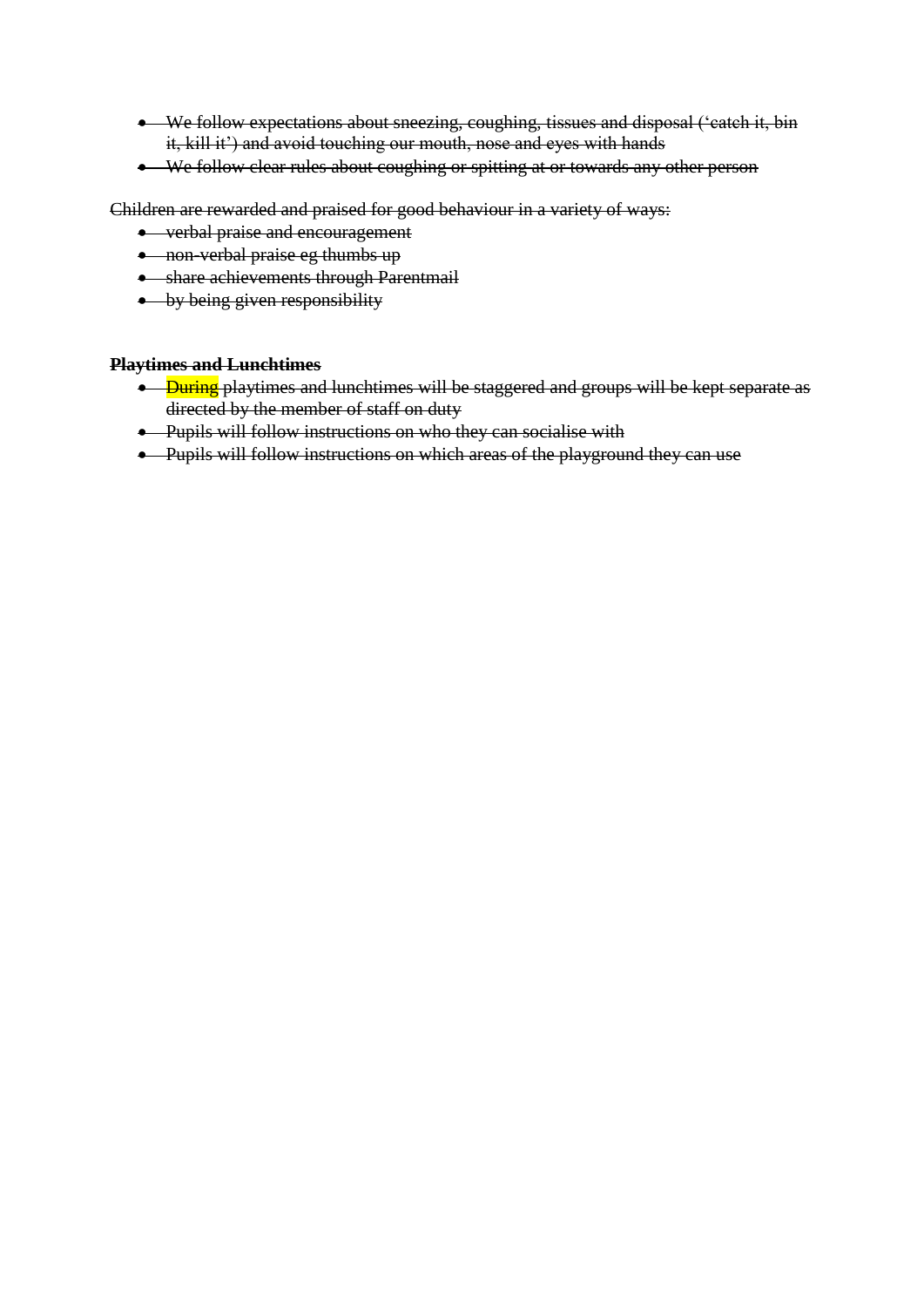- ~~We follow expectations about sneezing, coughing, tissues and disposal ('catch it, bin it, kill it') and avoid touching our mouth, nose and eyes with hands~~
- ~~We follow clear rules about coughing or spitting at or towards any other person~~

~~Children are rewarded and praised for good behaviour in a variety of ways:~~

- ~~verbal praise and encouragement~~
- ~~non-verbal praise eg thumbs up~~
- ~~share achievements through Parentmail~~
- ~~by being given responsibility~~

**~~Playtimes and Lunchtimes~~**

- ~~During playtimes and lunchtimes will be staggered and groups will be kept separate as directed by the member of staff on duty~~
- ~~Pupils will follow instructions on who they can socialise with~~
- ~~Pupils will follow instructions on which areas of the playground they can use~~